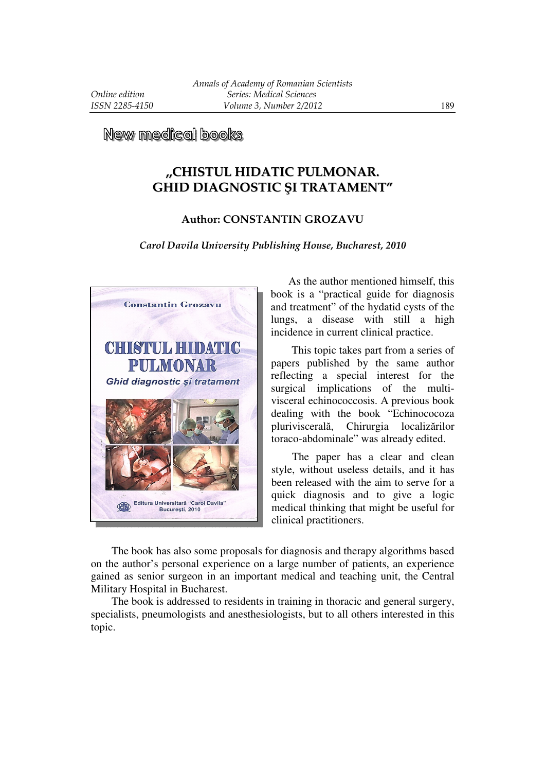## New medical books

# „CHISTUL HIDATIC PULMONAR. GHID DIAGNOSTIC ŞI TRATAMENT”

**Author: CONSTANTIN GROZAVU**

***Carol Davila University Publishing House, Bucharest, 2010***

As the author mentioned himself, this book is a “practical guide for diagnosis and treatment” of the hydatid cysts of the lungs, a disease with still a high incidence in current clinical practice.

This topic takes part from a series of papers published by the same author reflecting a special interest for the surgical implications of the multi-visceral echinococcosis. A previous book dealing with the book “Echinococoza pluriviscerală, Chirurgia localizărilor toraco-abdominale” was already edited.

The paper has a clear and clean style, without useless details, and it has been released with the aim to serve for a quick diagnosis and to give a logic medical thinking that might be useful for clinical practitioners.

The book has also some proposals for diagnosis and therapy algorithms based on the author’s personal experience on a large number of patients, an experience gained as senior surgeon in an important medical and teaching unit, the Central Military Hospital in Bucharest.

The book is addressed to residents in training in thoracic and general surgery, specialists, pneumologists and anesthesiologists, but to all others interested in this topic.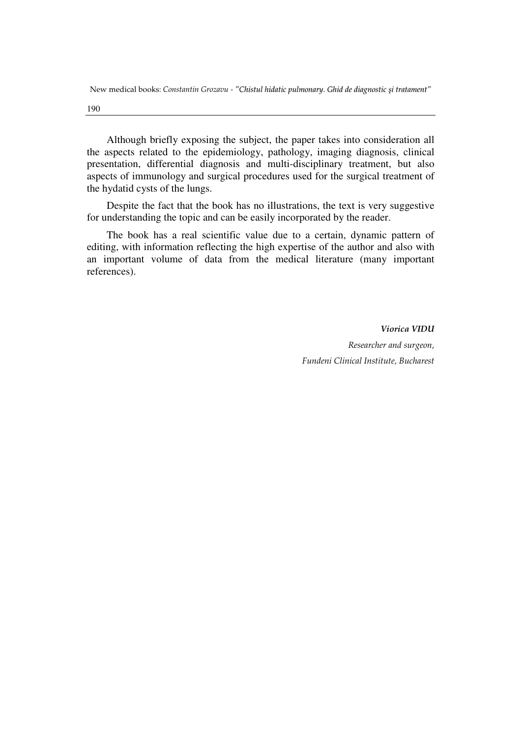Although briefly exposing the subject, the paper takes into consideration all the aspects related to the epidemiology, pathology, imaging diagnosis, clinical presentation, differential diagnosis and multi-disciplinary treatment, but also aspects of immunology and surgical procedures used for the surgical treatment of the hydatid cysts of the lungs.

Despite the fact that the book has no illustrations, the text is very suggestive for understanding the topic and can be easily incorporated by the reader.

The book has a real scientific value due to a certain, dynamic pattern of editing, with information reflecting the high expertise of the author and also with an important volume of data from the medical literature (many important references).

***Viorica VIDU***

*Researcher and surgeon,*

*Fundeni Clinical Institute, Bucharest*